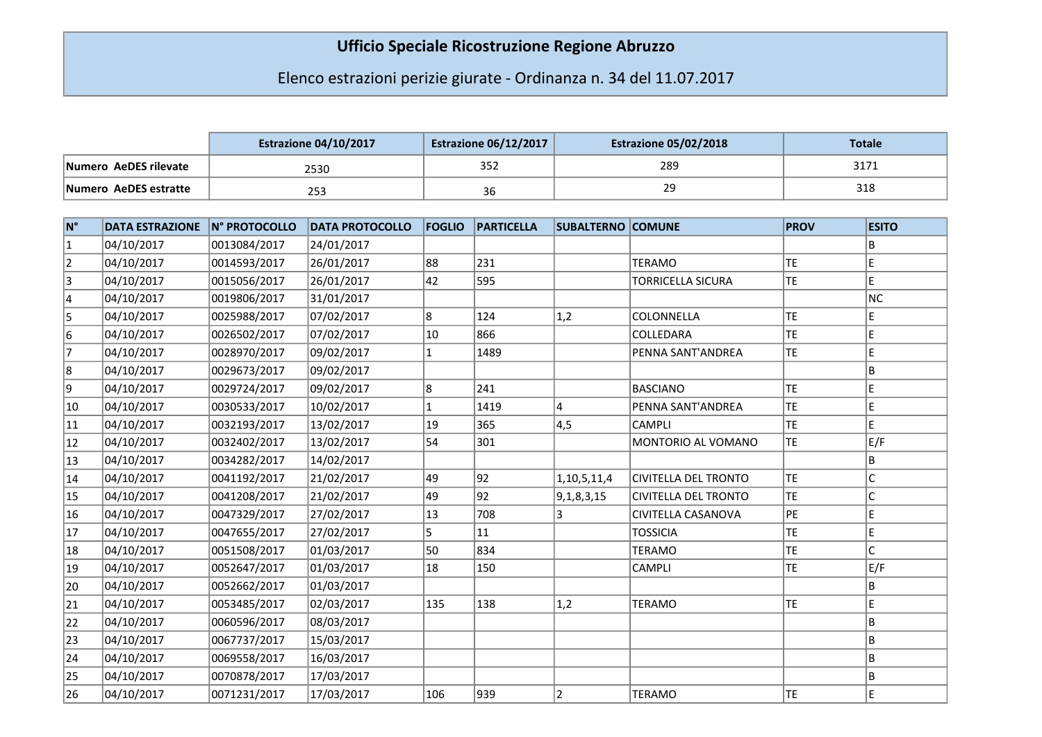# Ufficio Speciale Ricostruzione Regione Abruzzo

## Elenco estrazioni perizie giurate - Ordinanza n. 34 del 11.07.2017

| | Estrazione 04/10/2017 | Estrazione 06/12/2017 | Estrazione 05/02/2018 | Totale |
|---|---|---|---|---|
| Numero AeDES rilevate | 2530 | 352 | 289 | 3171 |
| Numero AeDES estratte | 253 | 36 | 29 | 318 |

| N° | DATA ESTRAZIONE | N° PROTOCOLLO | DATA PROTOCOLLO | FOGLIO | PARTICELLA | SUBALTERNO | COMUNE | PROV | ESITO |
|---|---|---|---|---|---|---|---|---|---|
| 1 | 04/10/2017 | 0013084/2017 | 24/01/2017 | | | | | | B |
| 2 | 04/10/2017 | 0014593/2017 | 26/01/2017 | 88 | 231 | | TERAMO | TE | E |
| 3 | 04/10/2017 | 0015056/2017 | 26/01/2017 | 42 | 595 | | TORRICELLA SICURA | TE | E |
| 4 | 04/10/2017 | 0019806/2017 | 31/01/2017 | | | | | | NC |
| 5 | 04/10/2017 | 0025988/2017 | 07/02/2017 | 8 | 124 | 1,2 | COLONNELLA | TE | E |
| 6 | 04/10/2017 | 0026502/2017 | 07/02/2017 | 10 | 866 | | COLLEDARA | TE | E |
| 7 | 04/10/2017 | 0028970/2017 | 09/02/2017 | 1 | 1489 | | PENNA SANT'ANDREA | TE | E |
| 8 | 04/10/2017 | 0029673/2017 | 09/02/2017 | | | | | | B |
| 9 | 04/10/2017 | 0029724/2017 | 09/02/2017 | 8 | 241 | | BASCIANO | TE | E |
| 10 | 04/10/2017 | 0030533/2017 | 10/02/2017 | 1 | 1419 | 4 | PENNA SANT'ANDREA | TE | E |
| 11 | 04/10/2017 | 0032193/2017 | 13/02/2017 | 19 | 365 | 4,5 | CAMPLI | TE | E |
| 12 | 04/10/2017 | 0032402/2017 | 13/02/2017 | 54 | 301 | | MONTORIO AL VOMANO | TE | E/F |
| 13 | 04/10/2017 | 0034282/2017 | 14/02/2017 | | | | | | B |
| 14 | 04/10/2017 | 0041192/2017 | 21/02/2017 | 49 | 92 | 1,10,5,11,4 | CIVITELLA DEL TRONTO | TE | C |
| 15 | 04/10/2017 | 0041208/2017 | 21/02/2017 | 49 | 92 | 9,1,8,3,15 | CIVITELLA DEL TRONTO | TE | C |
| 16 | 04/10/2017 | 0047329/2017 | 27/02/2017 | 13 | 708 | 3 | CIVITELLA CASANOVA | PE | E |
| 17 | 04/10/2017 | 0047655/2017 | 27/02/2017 | 5 | 11 | | TOSSICIA | TE | E |
| 18 | 04/10/2017 | 0051508/2017 | 01/03/2017 | 50 | 834 | | TERAMO | TE | C |
| 19 | 04/10/2017 | 0052647/2017 | 01/03/2017 | 18 | 150 | | CAMPLI | TE | E/F |
| 20 | 04/10/2017 | 0052662/2017 | 01/03/2017 | | | | | | B |
| 21 | 04/10/2017 | 0053485/2017 | 02/03/2017 | 135 | 138 | 1,2 | TERAMO | TE | E |
| 22 | 04/10/2017 | 0060596/2017 | 08/03/2017 | | | | | | B |
| 23 | 04/10/2017 | 0067737/2017 | 15/03/2017 | | | | | | B |
| 24 | 04/10/2017 | 0069558/2017 | 16/03/2017 | | | | | | B |
| 25 | 04/10/2017 | 0070878/2017 | 17/03/2017 | | | | | | B |
| 26 | 04/10/2017 | 0071231/2017 | 17/03/2017 | 106 | 939 | 2 | TERAMO | TE | E |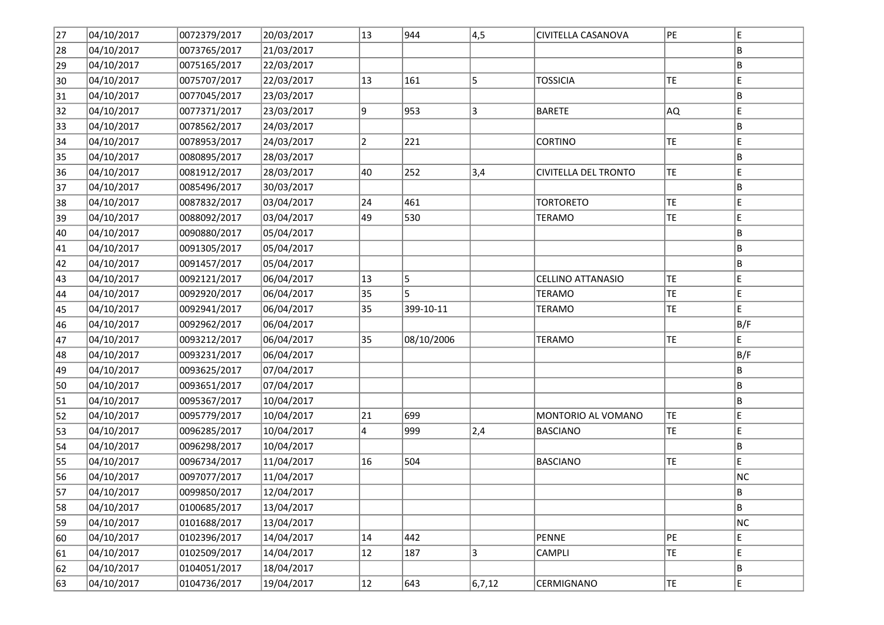| | | | | | | | | | |
|---|---|---|---|---|---|---|---|---|---|
| 27 | 04/10/2017 | 0072379/2017 | 20/03/2017 | 13 | 944 | 4,5 | CIVITELLA CASANOVA | PE | E |
| 28 | 04/10/2017 | 0073765/2017 | 21/03/2017 | | | | | | B |
| 29 | 04/10/2017 | 0075165/2017 | 22/03/2017 | | | | | | B |
| 30 | 04/10/2017 | 0075707/2017 | 22/03/2017 | 13 | 161 | 5 | TOSSICIA | TE | E |
| 31 | 04/10/2017 | 0077045/2017 | 23/03/2017 | | | | | | B |
| 32 | 04/10/2017 | 0077371/2017 | 23/03/2017 | 9 | 953 | 3 | BARETE | AQ | E |
| 33 | 04/10/2017 | 0078562/2017 | 24/03/2017 | | | | | | B |
| 34 | 04/10/2017 | 0078953/2017 | 24/03/2017 | 2 | 221 | | CORTINO | TE | E |
| 35 | 04/10/2017 | 0080895/2017 | 28/03/2017 | | | | | | B |
| 36 | 04/10/2017 | 0081912/2017 | 28/03/2017 | 40 | 252 | 3,4 | CIVITELLA DEL TRONTO | TE | E |
| 37 | 04/10/2017 | 0085496/2017 | 30/03/2017 | | | | | | B |
| 38 | 04/10/2017 | 0087832/2017 | 03/04/2017 | 24 | 461 | | TORTORETO | TE | E |
| 39 | 04/10/2017 | 0088092/2017 | 03/04/2017 | 49 | 530 | | TERAMO | TE | E |
| 40 | 04/10/2017 | 0090880/2017 | 05/04/2017 | | | | | | B |
| 41 | 04/10/2017 | 0091305/2017 | 05/04/2017 | | | | | | B |
| 42 | 04/10/2017 | 0091457/2017 | 05/04/2017 | | | | | | B |
| 43 | 04/10/2017 | 0092121/2017 | 06/04/2017 | 13 | 5 | | CELLINO ATTANASIO | TE | E |
| 44 | 04/10/2017 | 0092920/2017 | 06/04/2017 | 35 | 5 | | TERAMO | TE | E |
| 45 | 04/10/2017 | 0092941/2017 | 06/04/2017 | 35 | 399-10-11 | | TERAMO | TE | E |
| 46 | 04/10/2017 | 0092962/2017 | 06/04/2017 | | | | | | B/F |
| 47 | 04/10/2017 | 0093212/2017 | 06/04/2017 | 35 | 08/10/2006 | | TERAMO | TE | E |
| 48 | 04/10/2017 | 0093231/2017 | 06/04/2017 | | | | | | B/F |
| 49 | 04/10/2017 | 0093625/2017 | 07/04/2017 | | | | | | B |
| 50 | 04/10/2017 | 0093651/2017 | 07/04/2017 | | | | | | B |
| 51 | 04/10/2017 | 0095367/2017 | 10/04/2017 | | | | | | B |
| 52 | 04/10/2017 | 0095779/2017 | 10/04/2017 | 21 | 699 | | MONTORIO AL VOMANO | TE | E |
| 53 | 04/10/2017 | 0096285/2017 | 10/04/2017 | 4 | 999 | 2,4 | BASCIANO | TE | E |
| 54 | 04/10/2017 | 0096298/2017 | 10/04/2017 | | | | | | B |
| 55 | 04/10/2017 | 0096734/2017 | 11/04/2017 | 16 | 504 | | BASCIANO | TE | E |
| 56 | 04/10/2017 | 0097077/2017 | 11/04/2017 | | | | | | NC |
| 57 | 04/10/2017 | 0099850/2017 | 12/04/2017 | | | | | | B |
| 58 | 04/10/2017 | 0100685/2017 | 13/04/2017 | | | | | | B |
| 59 | 04/10/2017 | 0101688/2017 | 13/04/2017 | | | | | | NC |
| 60 | 04/10/2017 | 0102396/2017 | 14/04/2017 | 14 | 442 | | PENNE | PE | E |
| 61 | 04/10/2017 | 0102509/2017 | 14/04/2017 | 12 | 187 | 3 | CAMPLI | TE | E |
| 62 | 04/10/2017 | 0104051/2017 | 18/04/2017 | | | | | | B |
| 63 | 04/10/2017 | 0104736/2017 | 19/04/2017 | 12 | 643 | 6,7,12 | CERMIGNANO | TE | E |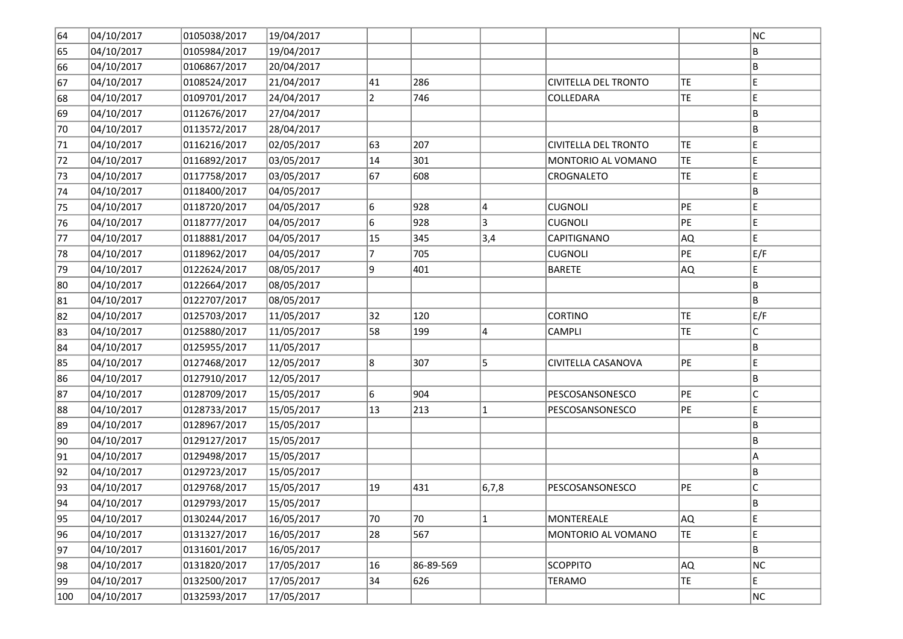| | | | | | | | | | |
|---|---|---|---|---|---|---|---|---|---|
| 64 | 04/10/2017 | 0105038/2017 | 19/04/2017 | | | | | | NC |
| 65 | 04/10/2017 | 0105984/2017 | 19/04/2017 | | | | | | B |
| 66 | 04/10/2017 | 0106867/2017 | 20/04/2017 | | | | | | B |
| 67 | 04/10/2017 | 0108524/2017 | 21/04/2017 | 41 | 286 | | CIVITELLA DEL TRONTO | TE | E |
| 68 | 04/10/2017 | 0109701/2017 | 24/04/2017 | 2 | 746 | | COLLEDARA | TE | E |
| 69 | 04/10/2017 | 0112676/2017 | 27/04/2017 | | | | | | B |
| 70 | 04/10/2017 | 0113572/2017 | 28/04/2017 | | | | | | B |
| 71 | 04/10/2017 | 0116216/2017 | 02/05/2017 | 63 | 207 | | CIVITELLA DEL TRONTO | TE | E |
| 72 | 04/10/2017 | 0116892/2017 | 03/05/2017 | 14 | 301 | | MONTORIO AL VOMANO | TE | E |
| 73 | 04/10/2017 | 0117758/2017 | 03/05/2017 | 67 | 608 | | CROGNALETO | TE | E |
| 74 | 04/10/2017 | 0118400/2017 | 04/05/2017 | | | | | | B |
| 75 | 04/10/2017 | 0118720/2017 | 04/05/2017 | 6 | 928 | 4 | CUGNOLI | PE | E |
| 76 | 04/10/2017 | 0118777/2017 | 04/05/2017 | 6 | 928 | 3 | CUGNOLI | PE | E |
| 77 | 04/10/2017 | 0118881/2017 | 04/05/2017 | 15 | 345 | 3,4 | CAPITIGNANO | AQ | E |
| 78 | 04/10/2017 | 0118962/2017 | 04/05/2017 | 7 | 705 | | CUGNOLI | PE | E/F |
| 79 | 04/10/2017 | 0122624/2017 | 08/05/2017 | 9 | 401 | | BARETE | AQ | E |
| 80 | 04/10/2017 | 0122664/2017 | 08/05/2017 | | | | | | B |
| 81 | 04/10/2017 | 0122707/2017 | 08/05/2017 | | | | | | B |
| 82 | 04/10/2017 | 0125703/2017 | 11/05/2017 | 32 | 120 | | CORTINO | TE | E/F |
| 83 | 04/10/2017 | 0125880/2017 | 11/05/2017 | 58 | 199 | 4 | CAMPLI | TE | C |
| 84 | 04/10/2017 | 0125955/2017 | 11/05/2017 | | | | | | B |
| 85 | 04/10/2017 | 0127468/2017 | 12/05/2017 | 8 | 307 | 5 | CIVITELLA CASANOVA | PE | E |
| 86 | 04/10/2017 | 0127910/2017 | 12/05/2017 | | | | | | B |
| 87 | 04/10/2017 | 0128709/2017 | 15/05/2017 | 6 | 904 | | PESCOSANSONESCO | PE | C |
| 88 | 04/10/2017 | 0128733/2017 | 15/05/2017 | 13 | 213 | 1 | PESCOSANSONESCO | PE | E |
| 89 | 04/10/2017 | 0128967/2017 | 15/05/2017 | | | | | | B |
| 90 | 04/10/2017 | 0129127/2017 | 15/05/2017 | | | | | | B |
| 91 | 04/10/2017 | 0129498/2017 | 15/05/2017 | | | | | | A |
| 92 | 04/10/2017 | 0129723/2017 | 15/05/2017 | | | | | | B |
| 93 | 04/10/2017 | 0129768/2017 | 15/05/2017 | 19 | 431 | 6,7,8 | PESCOSANSONESCO | PE | C |
| 94 | 04/10/2017 | 0129793/2017 | 15/05/2017 | | | | | | B |
| 95 | 04/10/2017 | 0130244/2017 | 16/05/2017 | 70 | 70 | 1 | MONTEREALE | AQ | E |
| 96 | 04/10/2017 | 0131327/2017 | 16/05/2017 | 28 | 567 | | MONTORIO AL VOMANO | TE | E |
| 97 | 04/10/2017 | 0131601/2017 | 16/05/2017 | | | | | | B |
| 98 | 04/10/2017 | 0131820/2017 | 17/05/2017 | 16 | 86-89-569 | | SCOPPITO | AQ | NC |
| 99 | 04/10/2017 | 0132500/2017 | 17/05/2017 | 34 | 626 | | TERAMO | TE | E |
| 100 | 04/10/2017 | 0132593/2017 | 17/05/2017 | | | | | | NC |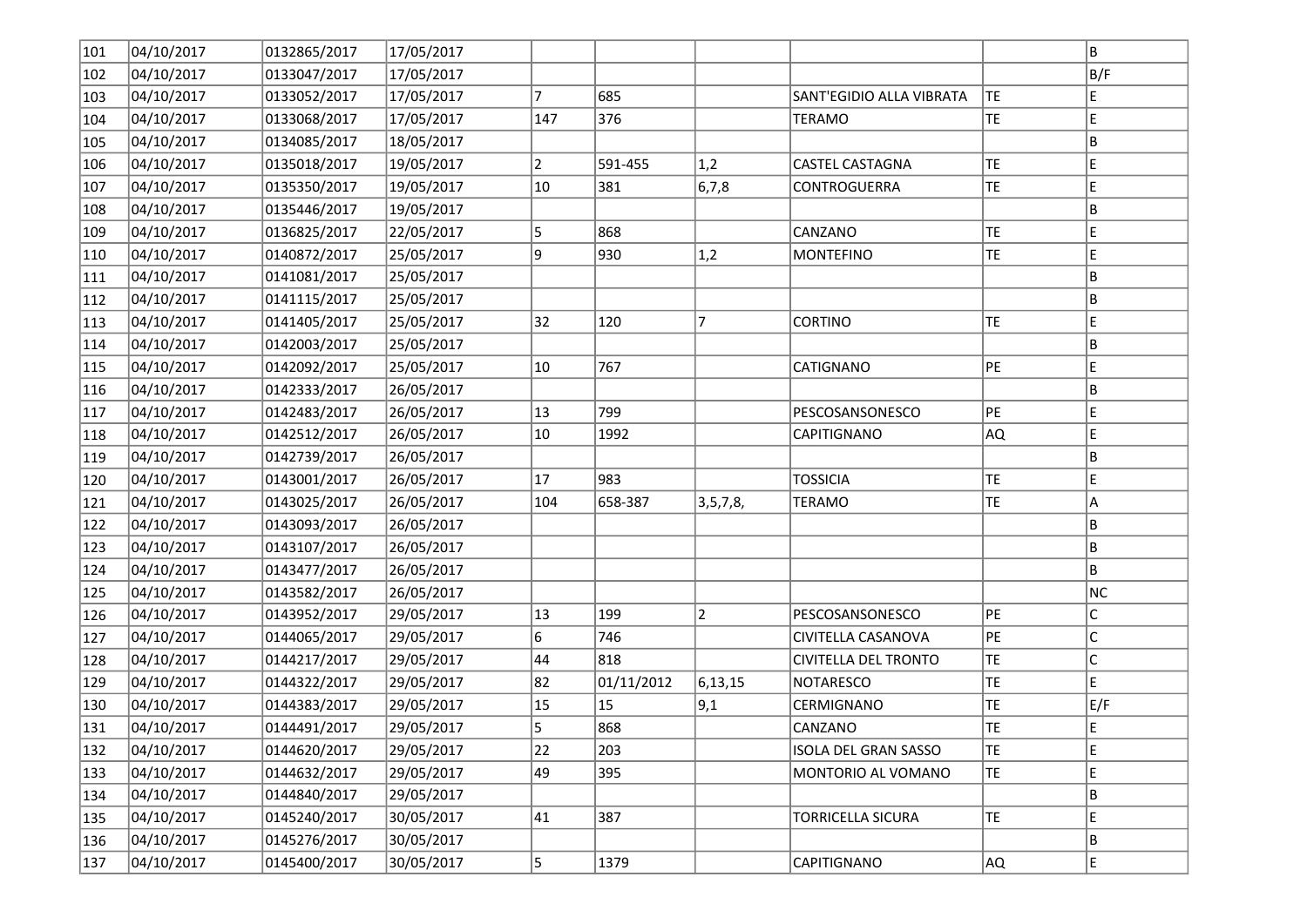| | | | | | | | | | |
|---|---|---|---|---|---|---|---|---|---|
| 101 | 04/10/2017 | 0132865/2017 | 17/05/2017 | | | | | | B |
| 102 | 04/10/2017 | 0133047/2017 | 17/05/2017 | | | | | | B/F |
| 103 | 04/10/2017 | 0133052/2017 | 17/05/2017 | 7 | 685 | | SANT'EGIDIO ALLA VIBRATA | TE | E |
| 104 | 04/10/2017 | 0133068/2017 | 17/05/2017 | 147 | 376 | | TERAMO | TE | E |
| 105 | 04/10/2017 | 0134085/2017 | 18/05/2017 | | | | | | B |
| 106 | 04/10/2017 | 0135018/2017 | 19/05/2017 | 2 | 591-455 | 1,2 | CASTEL CASTAGNA | TE | E |
| 107 | 04/10/2017 | 0135350/2017 | 19/05/2017 | 10 | 381 | 6,7,8 | CONTROGUERRA | TE | E |
| 108 | 04/10/2017 | 0135446/2017 | 19/05/2017 | | | | | | B |
| 109 | 04/10/2017 | 0136825/2017 | 22/05/2017 | 5 | 868 | | CANZANO | TE | E |
| 110 | 04/10/2017 | 0140872/2017 | 25/05/2017 | 9 | 930 | 1,2 | MONTEFINO | TE | E |
| 111 | 04/10/2017 | 0141081/2017 | 25/05/2017 | | | | | | B |
| 112 | 04/10/2017 | 0141115/2017 | 25/05/2017 | | | | | | B |
| 113 | 04/10/2017 | 0141405/2017 | 25/05/2017 | 32 | 120 | 7 | CORTINO | TE | E |
| 114 | 04/10/2017 | 0142003/2017 | 25/05/2017 | | | | | | B |
| 115 | 04/10/2017 | 0142092/2017 | 25/05/2017 | 10 | 767 | | CATIGNANO | PE | E |
| 116 | 04/10/2017 | 0142333/2017 | 26/05/2017 | | | | | | B |
| 117 | 04/10/2017 | 0142483/2017 | 26/05/2017 | 13 | 799 | | PESCOSANSONESCO | PE | E |
| 118 | 04/10/2017 | 0142512/2017 | 26/05/2017 | 10 | 1992 | | CAPITIGNANO | AQ | E |
| 119 | 04/10/2017 | 0142739/2017 | 26/05/2017 | | | | | | B |
| 120 | 04/10/2017 | 0143001/2017 | 26/05/2017 | 17 | 983 | | TOSSICIA | TE | E |
| 121 | 04/10/2017 | 0143025/2017 | 26/05/2017 | 104 | 658-387 | 3,5,7,8, | TERAMO | TE | A |
| 122 | 04/10/2017 | 0143093/2017 | 26/05/2017 | | | | | | B |
| 123 | 04/10/2017 | 0143107/2017 | 26/05/2017 | | | | | | B |
| 124 | 04/10/2017 | 0143477/2017 | 26/05/2017 | | | | | | B |
| 125 | 04/10/2017 | 0143582/2017 | 26/05/2017 | | | | | | NC |
| 126 | 04/10/2017 | 0143952/2017 | 29/05/2017 | 13 | 199 | 2 | PESCOSANSONESCO | PE | C |
| 127 | 04/10/2017 | 0144065/2017 | 29/05/2017 | 6 | 746 | | CIVITELLA CASANOVA | PE | C |
| 128 | 04/10/2017 | 0144217/2017 | 29/05/2017 | 44 | 818 | | CIVITELLA DEL TRONTO | TE | C |
| 129 | 04/10/2017 | 0144322/2017 | 29/05/2017 | 82 | 01/11/2012 | 6,13,15 | NOTARESCO | TE | E |
| 130 | 04/10/2017 | 0144383/2017 | 29/05/2017 | 15 | 15 | 9,1 | CERMIGNANO | TE | E/F |
| 131 | 04/10/2017 | 0144491/2017 | 29/05/2017 | 5 | 868 | | CANZANO | TE | E |
| 132 | 04/10/2017 | 0144620/2017 | 29/05/2017 | 22 | 203 | | ISOLA DEL GRAN SASSO | TE | E |
| 133 | 04/10/2017 | 0144632/2017 | 29/05/2017 | 49 | 395 | | MONTORIO AL VOMANO | TE | E |
| 134 | 04/10/2017 | 0144840/2017 | 29/05/2017 | | | | | | B |
| 135 | 04/10/2017 | 0145240/2017 | 30/05/2017 | 41 | 387 | | TORRICELLA SICURA | TE | E |
| 136 | 04/10/2017 | 0145276/2017 | 30/05/2017 | | | | | | B |
| 137 | 04/10/2017 | 0145400/2017 | 30/05/2017 | 5 | 1379 | | CAPITIGNANO | AQ | E |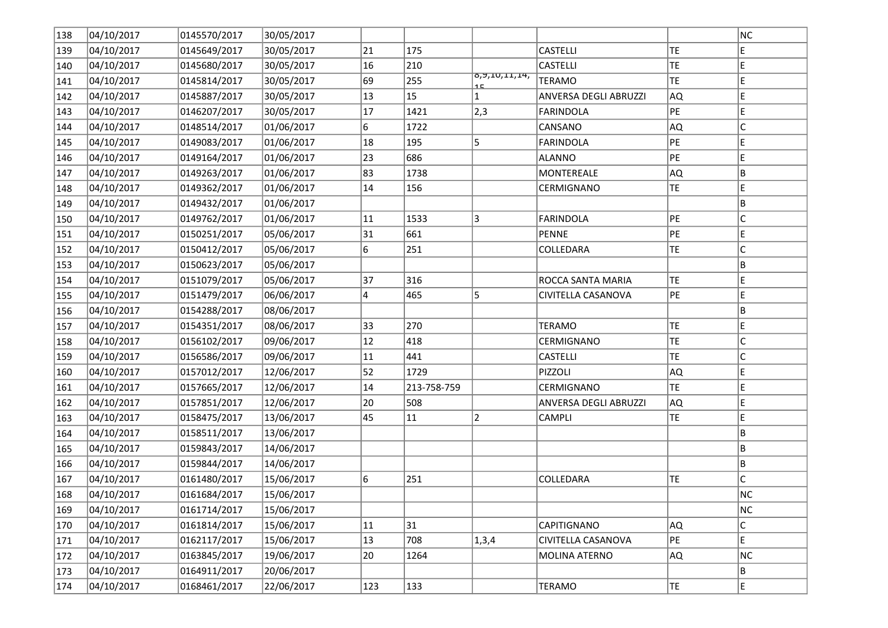| | | | | | | | | | |
|---|---|---|---|---|---|---|---|---|---|
| 138 | 04/10/2017 | 0145570/2017 | 30/05/2017 | | | | | | NC |
| 139 | 04/10/2017 | 0145649/2017 | 30/05/2017 | 21 | 175 | | CASTELLI | TE | E |
| 140 | 04/10/2017 | 0145680/2017 | 30/05/2017 | 16 | 210 | | CASTELLI | TE | E |
| 141 | 04/10/2017 | 0145814/2017 | 30/05/2017 | 69 | 255 | 8,9,10,11,14,15 | TERAMO | TE | E |
| 142 | 04/10/2017 | 0145887/2017 | 30/05/2017 | 13 | 15 | 1 | ANVERSA DEGLI ABRUZZI | AQ | E |
| 143 | 04/10/2017 | 0146207/2017 | 30/05/2017 | 17 | 1421 | 2,3 | FARINDOLA | PE | E |
| 144 | 04/10/2017 | 0148514/2017 | 01/06/2017 | 6 | 1722 | | CANSANO | AQ | C |
| 145 | 04/10/2017 | 0149083/2017 | 01/06/2017 | 18 | 195 | 5 | FARINDOLA | PE | E |
| 146 | 04/10/2017 | 0149164/2017 | 01/06/2017 | 23 | 686 | | ALANNO | PE | E |
| 147 | 04/10/2017 | 0149263/2017 | 01/06/2017 | 83 | 1738 | | MONTEREALE | AQ | B |
| 148 | 04/10/2017 | 0149362/2017 | 01/06/2017 | 14 | 156 | | CERMIGNANO | TE | E |
| 149 | 04/10/2017 | 0149432/2017 | 01/06/2017 | | | | | | B |
| 150 | 04/10/2017 | 0149762/2017 | 01/06/2017 | 11 | 1533 | 3 | FARINDOLA | PE | C |
| 151 | 04/10/2017 | 0150251/2017 | 05/06/2017 | 31 | 661 | | PENNE | PE | E |
| 152 | 04/10/2017 | 0150412/2017 | 05/06/2017 | 6 | 251 | | COLLEDARA | TE | C |
| 153 | 04/10/2017 | 0150623/2017 | 05/06/2017 | | | | | | B |
| 154 | 04/10/2017 | 0151079/2017 | 05/06/2017 | 37 | 316 | | ROCCA SANTA MARIA | TE | E |
| 155 | 04/10/2017 | 0151479/2017 | 06/06/2017 | 4 | 465 | 5 | CIVITELLA CASANOVA | PE | E |
| 156 | 04/10/2017 | 0154288/2017 | 08/06/2017 | | | | | | B |
| 157 | 04/10/2017 | 0154351/2017 | 08/06/2017 | 33 | 270 | | TERAMO | TE | E |
| 158 | 04/10/2017 | 0156102/2017 | 09/06/2017 | 12 | 418 | | CERMIGNANO | TE | C |
| 159 | 04/10/2017 | 0156586/2017 | 09/06/2017 | 11 | 441 | | CASTELLI | TE | C |
| 160 | 04/10/2017 | 0157012/2017 | 12/06/2017 | 52 | 1729 | | PIZZOLI | AQ | E |
| 161 | 04/10/2017 | 0157665/2017 | 12/06/2017 | 14 | 213-758-759 | | CERMIGNANO | TE | E |
| 162 | 04/10/2017 | 0157851/2017 | 12/06/2017 | 20 | 508 | | ANVERSA DEGLI ABRUZZI | AQ | E |
| 163 | 04/10/2017 | 0158475/2017 | 13/06/2017 | 45 | 11 | 2 | CAMPLI | TE | E |
| 164 | 04/10/2017 | 0158511/2017 | 13/06/2017 | | | | | | B |
| 165 | 04/10/2017 | 0159843/2017 | 14/06/2017 | | | | | | B |
| 166 | 04/10/2017 | 0159844/2017 | 14/06/2017 | | | | | | B |
| 167 | 04/10/2017 | 0161480/2017 | 15/06/2017 | 6 | 251 | | COLLEDARA | TE | C |
| 168 | 04/10/2017 | 0161684/2017 | 15/06/2017 | | | | | | NC |
| 169 | 04/10/2017 | 0161714/2017 | 15/06/2017 | | | | | | NC |
| 170 | 04/10/2017 | 0161814/2017 | 15/06/2017 | 11 | 31 | | CAPITIGNANO | AQ | C |
| 171 | 04/10/2017 | 0162117/2017 | 15/06/2017 | 13 | 708 | 1,3,4 | CIVITELLA CASANOVA | PE | E |
| 172 | 04/10/2017 | 0163845/2017 | 19/06/2017 | 20 | 1264 | | MOLINA ATERNO | AQ | NC |
| 173 | 04/10/2017 | 0164911/2017 | 20/06/2017 | | | | | | B |
| 174 | 04/10/2017 | 0168461/2017 | 22/06/2017 | 123 | 133 | | TERAMO | TE | E |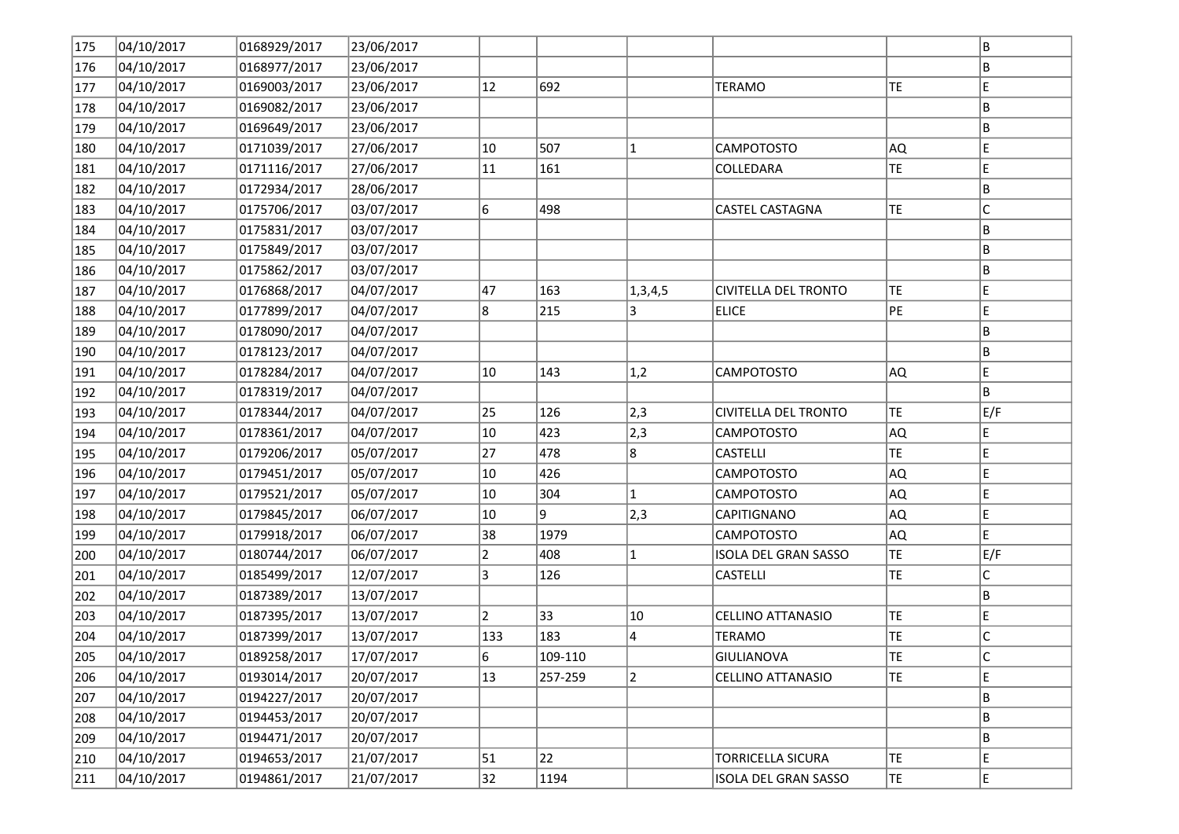| 175 | 04/10/2017 | 0168929/2017 | 23/06/2017 | | | | | | B |
|---|---|---|---|---|---|---|---|---|---|
| 176 | 04/10/2017 | 0168977/2017 | 23/06/2017 | | | | | | B |
| 177 | 04/10/2017 | 0169003/2017 | 23/06/2017 | 12 | 692 | | TERAMO | TE | E |
| 178 | 04/10/2017 | 0169082/2017 | 23/06/2017 | | | | | | B |
| 179 | 04/10/2017 | 0169649/2017 | 23/06/2017 | | | | | | B |
| 180 | 04/10/2017 | 0171039/2017 | 27/06/2017 | 10 | 507 | 1 | CAMPOTOSTO | AQ | E |
| 181 | 04/10/2017 | 0171116/2017 | 27/06/2017 | 11 | 161 | | COLLEDARA | TE | E |
| 182 | 04/10/2017 | 0172934/2017 | 28/06/2017 | | | | | | B |
| 183 | 04/10/2017 | 0175706/2017 | 03/07/2017 | 6 | 498 | | CASTEL CASTAGNA | TE | C |
| 184 | 04/10/2017 | 0175831/2017 | 03/07/2017 | | | | | | B |
| 185 | 04/10/2017 | 0175849/2017 | 03/07/2017 | | | | | | B |
| 186 | 04/10/2017 | 0175862/2017 | 03/07/2017 | | | | | | B |
| 187 | 04/10/2017 | 0176868/2017 | 04/07/2017 | 47 | 163 | 1,3,4,5 | CIVITELLA DEL TRONTO | TE | E |
| 188 | 04/10/2017 | 0177899/2017 | 04/07/2017 | 8 | 215 | 3 | ELICE | PE | E |
| 189 | 04/10/2017 | 0178090/2017 | 04/07/2017 | | | | | | B |
| 190 | 04/10/2017 | 0178123/2017 | 04/07/2017 | | | | | | B |
| 191 | 04/10/2017 | 0178284/2017 | 04/07/2017 | 10 | 143 | 1,2 | CAMPOTOSTO | AQ | E |
| 192 | 04/10/2017 | 0178319/2017 | 04/07/2017 | | | | | | B |
| 193 | 04/10/2017 | 0178344/2017 | 04/07/2017 | 25 | 126 | 2,3 | CIVITELLA DEL TRONTO | TE | E/F |
| 194 | 04/10/2017 | 0178361/2017 | 04/07/2017 | 10 | 423 | 2,3 | CAMPOTOSTO | AQ | E |
| 195 | 04/10/2017 | 0179206/2017 | 05/07/2017 | 27 | 478 | 8 | CASTELLI | TE | E |
| 196 | 04/10/2017 | 0179451/2017 | 05/07/2017 | 10 | 426 | | CAMPOTOSTO | AQ | E |
| 197 | 04/10/2017 | 0179521/2017 | 05/07/2017 | 10 | 304 | 1 | CAMPOTOSTO | AQ | E |
| 198 | 04/10/2017 | 0179845/2017 | 06/07/2017 | 10 | 9 | 2,3 | CAPITIGNANO | AQ | E |
| 199 | 04/10/2017 | 0179918/2017 | 06/07/2017 | 38 | 1979 | | CAMPOTOSTO | AQ | E |
| 200 | 04/10/2017 | 0180744/2017 | 06/07/2017 | 2 | 408 | 1 | ISOLA DEL GRAN SASSO | TE | E/F |
| 201 | 04/10/2017 | 0185499/2017 | 12/07/2017 | 3 | 126 | | CASTELLI | TE | C |
| 202 | 04/10/2017 | 0187389/2017 | 13/07/2017 | | | | | | B |
| 203 | 04/10/2017 | 0187395/2017 | 13/07/2017 | 2 | 33 | 10 | CELLINO ATTANASIO | TE | E |
| 204 | 04/10/2017 | 0187399/2017 | 13/07/2017 | 133 | 183 | 4 | TERAMO | TE | C |
| 205 | 04/10/2017 | 0189258/2017 | 17/07/2017 | 6 | 109-110 | | GIULIANOVA | TE | C |
| 206 | 04/10/2017 | 0193014/2017 | 20/07/2017 | 13 | 257-259 | 2 | CELLINO ATTANASIO | TE | E |
| 207 | 04/10/2017 | 0194227/2017 | 20/07/2017 | | | | | | B |
| 208 | 04/10/2017 | 0194453/2017 | 20/07/2017 | | | | | | B |
| 209 | 04/10/2017 | 0194471/2017 | 20/07/2017 | | | | | | B |
| 210 | 04/10/2017 | 0194653/2017 | 21/07/2017 | 51 | 22 | | TORRICELLA SICURA | TE | E |
| 211 | 04/10/2017 | 0194861/2017 | 21/07/2017 | 32 | 1194 | | ISOLA DEL GRAN SASSO | TE | E |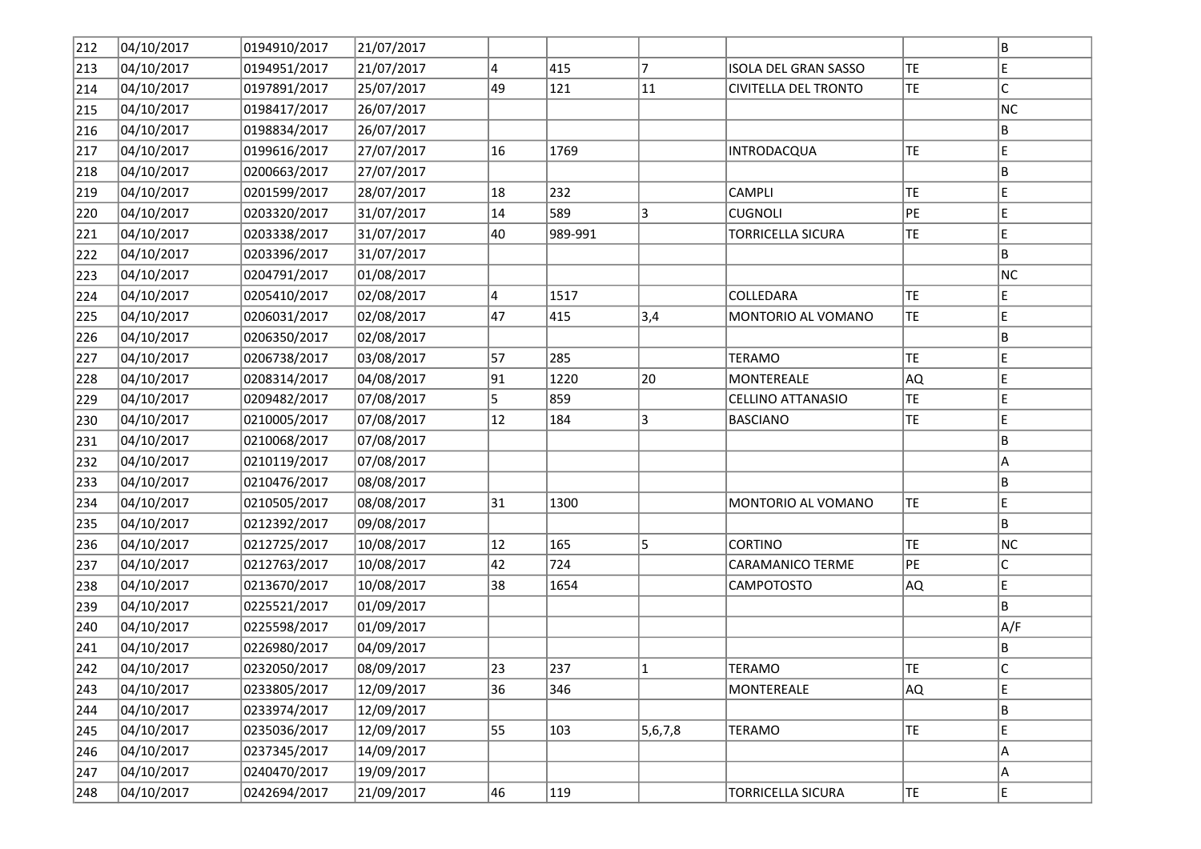| 212 | 04/10/2017 | 0194910/2017 | 21/07/2017 | | | | | | B |
|---|---|---|---|---|---|---|---|---|---|
| 213 | 04/10/2017 | 0194951/2017 | 21/07/2017 | 4 | 415 | 7 | ISOLA DEL GRAN SASSO | TE | E |
| 214 | 04/10/2017 | 0197891/2017 | 25/07/2017 | 49 | 121 | 11 | CIVITELLA DEL TRONTO | TE | C |
| 215 | 04/10/2017 | 0198417/2017 | 26/07/2017 | | | | | | NC |
| 216 | 04/10/2017 | 0198834/2017 | 26/07/2017 | | | | | | B |
| 217 | 04/10/2017 | 0199616/2017 | 27/07/2017 | 16 | 1769 | | INTRODACQUA | TE | E |
| 218 | 04/10/2017 | 0200663/2017 | 27/07/2017 | | | | | | B |
| 219 | 04/10/2017 | 0201599/2017 | 28/07/2017 | 18 | 232 | | CAMPLI | TE | E |
| 220 | 04/10/2017 | 0203320/2017 | 31/07/2017 | 14 | 589 | 3 | CUGNOLI | PE | E |
| 221 | 04/10/2017 | 0203338/2017 | 31/07/2017 | 40 | 989-991 | | TORRICELLA SICURA | TE | E |
| 222 | 04/10/2017 | 0203396/2017 | 31/07/2017 | | | | | | B |
| 223 | 04/10/2017 | 0204791/2017 | 01/08/2017 | | | | | | NC |
| 224 | 04/10/2017 | 0205410/2017 | 02/08/2017 | 4 | 1517 | | COLLEDARA | TE | E |
| 225 | 04/10/2017 | 0206031/2017 | 02/08/2017 | 47 | 415 | 3,4 | MONTORIO AL VOMANO | TE | E |
| 226 | 04/10/2017 | 0206350/2017 | 02/08/2017 | | | | | | B |
| 227 | 04/10/2017 | 0206738/2017 | 03/08/2017 | 57 | 285 | | TERAMO | TE | E |
| 228 | 04/10/2017 | 0208314/2017 | 04/08/2017 | 91 | 1220 | 20 | MONTEREALE | AQ | E |
| 229 | 04/10/2017 | 0209482/2017 | 07/08/2017 | 5 | 859 | | CELLINO ATTANASIO | TE | E |
| 230 | 04/10/2017 | 0210005/2017 | 07/08/2017 | 12 | 184 | 3 | BASCIANO | TE | E |
| 231 | 04/10/2017 | 0210068/2017 | 07/08/2017 | | | | | | B |
| 232 | 04/10/2017 | 0210119/2017 | 07/08/2017 | | | | | | A |
| 233 | 04/10/2017 | 0210476/2017 | 08/08/2017 | | | | | | B |
| 234 | 04/10/2017 | 0210505/2017 | 08/08/2017 | 31 | 1300 | | MONTORIO AL VOMANO | TE | E |
| 235 | 04/10/2017 | 0212392/2017 | 09/08/2017 | | | | | | B |
| 236 | 04/10/2017 | 0212725/2017 | 10/08/2017 | 12 | 165 | 5 | CORTINO | TE | NC |
| 237 | 04/10/2017 | 0212763/2017 | 10/08/2017 | 42 | 724 | | CARAMANICO TERME | PE | C |
| 238 | 04/10/2017 | 0213670/2017 | 10/08/2017 | 38 | 1654 | | CAMPOTOSTO | AQ | E |
| 239 | 04/10/2017 | 0225521/2017 | 01/09/2017 | | | | | | B |
| 240 | 04/10/2017 | 0225598/2017 | 01/09/2017 | | | | | | A/F |
| 241 | 04/10/2017 | 0226980/2017 | 04/09/2017 | | | | | | B |
| 242 | 04/10/2017 | 0232050/2017 | 08/09/2017 | 23 | 237 | 1 | TERAMO | TE | C |
| 243 | 04/10/2017 | 0233805/2017 | 12/09/2017 | 36 | 346 | | MONTEREALE | AQ | E |
| 244 | 04/10/2017 | 0233974/2017 | 12/09/2017 | | | | | | B |
| 245 | 04/10/2017 | 0235036/2017 | 12/09/2017 | 55 | 103 | 5,6,7,8 | TERAMO | TE | E |
| 246 | 04/10/2017 | 0237345/2017 | 14/09/2017 | | | | | | A |
| 247 | 04/10/2017 | 0240470/2017 | 19/09/2017 | | | | | | A |
| 248 | 04/10/2017 | 0242694/2017 | 21/09/2017 | 46 | 119 | | TORRICELLA SICURA | TE | E |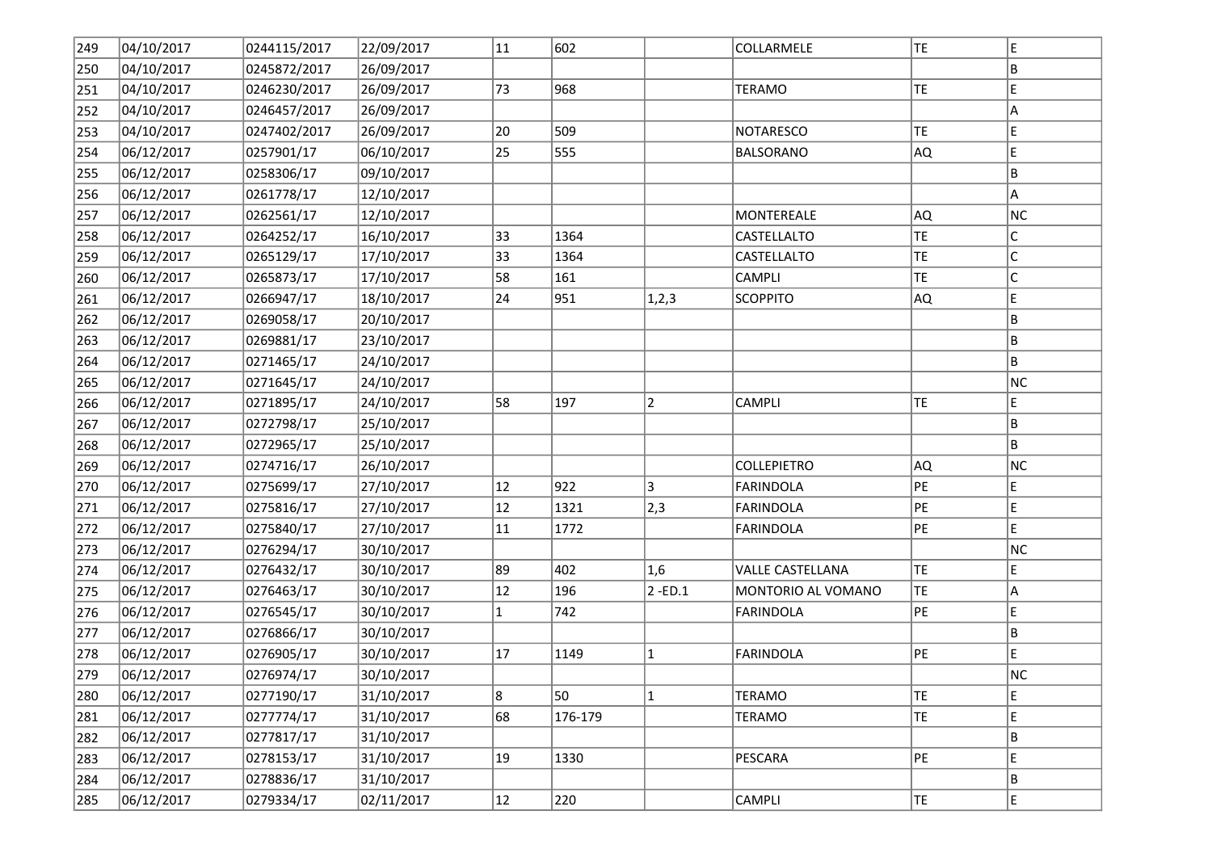| | | | | | | | | | |
|---|---|---|---|---|---|---|---|---|---|
| 249 | 04/10/2017 | 0244115/2017 | 22/09/2017 | 11 | 602 | | COLLARMELE | TE | E |
| 250 | 04/10/2017 | 0245872/2017 | 26/09/2017 | | | | | | B |
| 251 | 04/10/2017 | 0246230/2017 | 26/09/2017 | 73 | 968 | | TERAMO | TE | E |
| 252 | 04/10/2017 | 0246457/2017 | 26/09/2017 | | | | | | A |
| 253 | 04/10/2017 | 0247402/2017 | 26/09/2017 | 20 | 509 | | NOTARESCO | TE | E |
| 254 | 06/12/2017 | 0257901/17 | 06/10/2017 | 25 | 555 | | BALSORANO | AQ | E |
| 255 | 06/12/2017 | 0258306/17 | 09/10/2017 | | | | | | B |
| 256 | 06/12/2017 | 0261778/17 | 12/10/2017 | | | | | | A |
| 257 | 06/12/2017 | 0262561/17 | 12/10/2017 | | | | MONTEREALE | AQ | NC |
| 258 | 06/12/2017 | 0264252/17 | 16/10/2017 | 33 | 1364 | | CASTELLALTO | TE | C |
| 259 | 06/12/2017 | 0265129/17 | 17/10/2017 | 33 | 1364 | | CASTELLALTO | TE | C |
| 260 | 06/12/2017 | 0265873/17 | 17/10/2017 | 58 | 161 | | CAMPLI | TE | C |
| 261 | 06/12/2017 | 0266947/17 | 18/10/2017 | 24 | 951 | 1,2,3 | SCOPPITO | AQ | E |
| 262 | 06/12/2017 | 0269058/17 | 20/10/2017 | | | | | | B |
| 263 | 06/12/2017 | 0269881/17 | 23/10/2017 | | | | | | B |
| 264 | 06/12/2017 | 0271465/17 | 24/10/2017 | | | | | | B |
| 265 | 06/12/2017 | 0271645/17 | 24/10/2017 | | | | | | NC |
| 266 | 06/12/2017 | 0271895/17 | 24/10/2017 | 58 | 197 | 2 | CAMPLI | TE | E |
| 267 | 06/12/2017 | 0272798/17 | 25/10/2017 | | | | | | B |
| 268 | 06/12/2017 | 0272965/17 | 25/10/2017 | | | | | | B |
| 269 | 06/12/2017 | 0274716/17 | 26/10/2017 | | | | COLLEPIETRO | AQ | NC |
| 270 | 06/12/2017 | 0275699/17 | 27/10/2017 | 12 | 922 | 3 | FARINDOLA | PE | E |
| 271 | 06/12/2017 | 0275816/17 | 27/10/2017 | 12 | 1321 | 2,3 | FARINDOLA | PE | E |
| 272 | 06/12/2017 | 0275840/17 | 27/10/2017 | 11 | 1772 | | FARINDOLA | PE | E |
| 273 | 06/12/2017 | 0276294/17 | 30/10/2017 | | | | | | NC |
| 274 | 06/12/2017 | 0276432/17 | 30/10/2017 | 89 | 402 | 1,6 | VALLE CASTELLANA | TE | E |
| 275 | 06/12/2017 | 0276463/17 | 30/10/2017 | 12 | 196 | 2 -ED.1 | MONTORIO AL VOMANO | TE | A |
| 276 | 06/12/2017 | 0276545/17 | 30/10/2017 | 1 | 742 | | FARINDOLA | PE | E |
| 277 | 06/12/2017 | 0276866/17 | 30/10/2017 | | | | | | B |
| 278 | 06/12/2017 | 0276905/17 | 30/10/2017 | 17 | 1149 | 1 | FARINDOLA | PE | E |
| 279 | 06/12/2017 | 0276974/17 | 30/10/2017 | | | | | | NC |
| 280 | 06/12/2017 | 0277190/17 | 31/10/2017 | 8 | 50 | 1 | TERAMO | TE | E |
| 281 | 06/12/2017 | 0277774/17 | 31/10/2017 | 68 | 176-179 | | TERAMO | TE | E |
| 282 | 06/12/2017 | 0277817/17 | 31/10/2017 | | | | | | B |
| 283 | 06/12/2017 | 0278153/17 | 31/10/2017 | 19 | 1330 | | PESCARA | PE | E |
| 284 | 06/12/2017 | 0278836/17 | 31/10/2017 | | | | | | B |
| 285 | 06/12/2017 | 0279334/17 | 02/11/2017 | 12 | 220 | | CAMPLI | TE | E |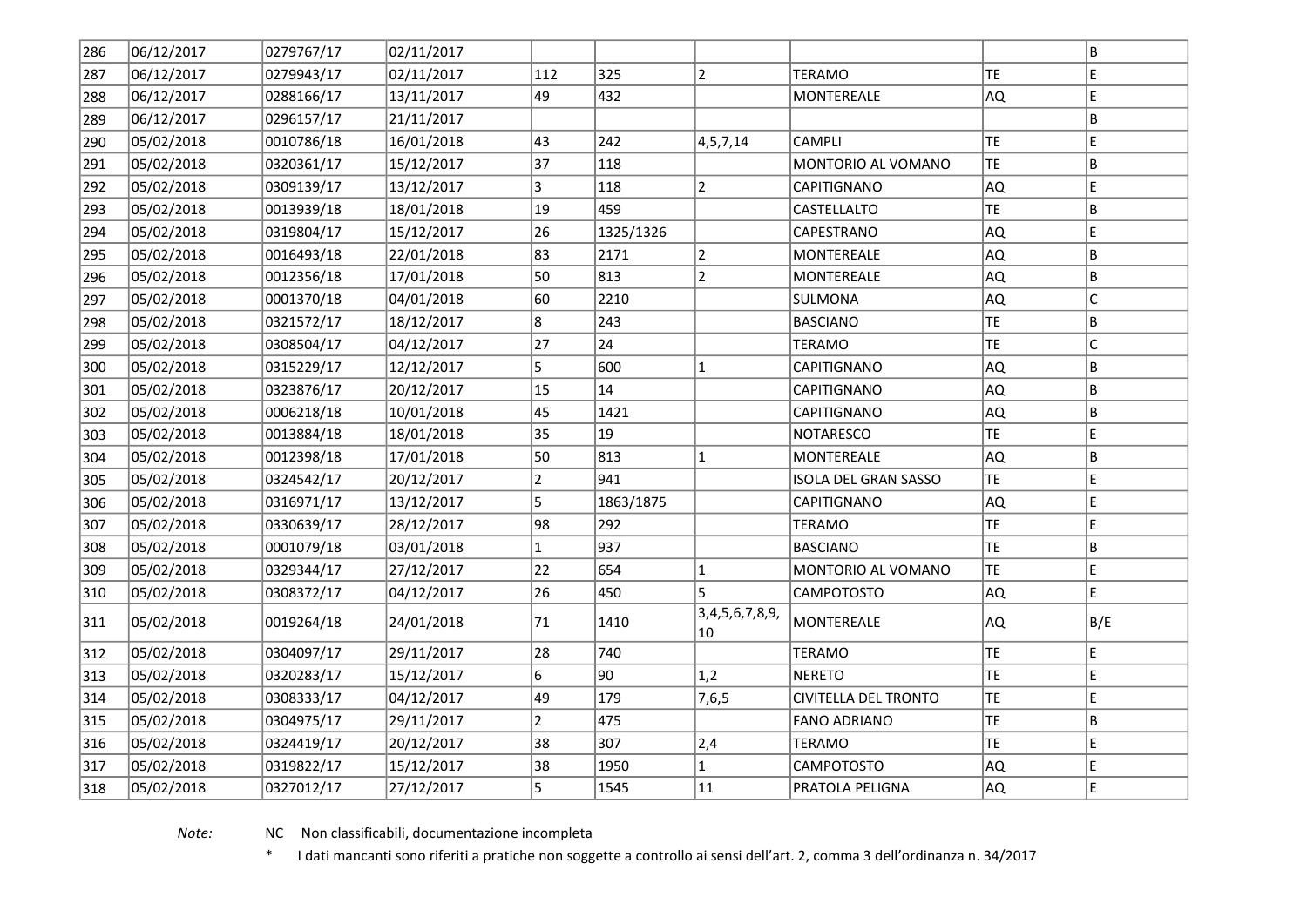| | | | | | | | | | |
|---|---|---|---|---|---|---|---|---|---|
| 286 | 06/12/2017 | 0279767/17 | 02/11/2017 | | | | | | B |
| 287 | 06/12/2017 | 0279943/17 | 02/11/2017 | 112 | 325 | 2 | TERAMO | TE | E |
| 288 | 06/12/2017 | 0288166/17 | 13/11/2017 | 49 | 432 | | MONTEREALE | AQ | E |
| 289 | 06/12/2017 | 0296157/17 | 21/11/2017 | | | | | | B |
| 290 | 05/02/2018 | 0010786/18 | 16/01/2018 | 43 | 242 | 4,5,7,14 | CAMPLI | TE | E |
| 291 | 05/02/2018 | 0320361/17 | 15/12/2017 | 37 | 118 | | MONTORIO AL VOMANO | TE | B |
| 292 | 05/02/2018 | 0309139/17 | 13/12/2017 | 3 | 118 | 2 | CAPITIGNANO | AQ | E |
| 293 | 05/02/2018 | 0013939/18 | 18/01/2018 | 19 | 459 | | CASTELLALTO | TE | B |
| 294 | 05/02/2018 | 0319804/17 | 15/12/2017 | 26 | 1325/1326 | | CAPESTRANO | AQ | E |
| 295 | 05/02/2018 | 0016493/18 | 22/01/2018 | 83 | 2171 | 2 | MONTEREALE | AQ | B |
| 296 | 05/02/2018 | 0012356/18 | 17/01/2018 | 50 | 813 | 2 | MONTEREALE | AQ | B |
| 297 | 05/02/2018 | 0001370/18 | 04/01/2018 | 60 | 2210 | | SULMONA | AQ | C |
| 298 | 05/02/2018 | 0321572/17 | 18/12/2017 | 8 | 243 | | BASCIANO | TE | B |
| 299 | 05/02/2018 | 0308504/17 | 04/12/2017 | 27 | 24 | | TERAMO | TE | C |
| 300 | 05/02/2018 | 0315229/17 | 12/12/2017 | 5 | 600 | 1 | CAPITIGNANO | AQ | B |
| 301 | 05/02/2018 | 0323876/17 | 20/12/2017 | 15 | 14 | | CAPITIGNANO | AQ | B |
| 302 | 05/02/2018 | 0006218/18 | 10/01/2018 | 45 | 1421 | | CAPITIGNANO | AQ | B |
| 303 | 05/02/2018 | 0013884/18 | 18/01/2018 | 35 | 19 | | NOTARESCO | TE | E |
| 304 | 05/02/2018 | 0012398/18 | 17/01/2018 | 50 | 813 | 1 | MONTEREALE | AQ | B |
| 305 | 05/02/2018 | 0324542/17 | 20/12/2017 | 2 | 941 | | ISOLA DEL GRAN SASSO | TE | E |
| 306 | 05/02/2018 | 0316971/17 | 13/12/2017 | 5 | 1863/1875 | | CAPITIGNANO | AQ | E |
| 307 | 05/02/2018 | 0330639/17 | 28/12/2017 | 98 | 292 | | TERAMO | TE | E |
| 308 | 05/02/2018 | 0001079/18 | 03/01/2018 | 1 | 937 | | BASCIANO | TE | B |
| 309 | 05/02/2018 | 0329344/17 | 27/12/2017 | 22 | 654 | 1 | MONTORIO AL VOMANO | TE | E |
| 310 | 05/02/2018 | 0308372/17 | 04/12/2017 | 26 | 450 | 5 | CAMPOTOSTO | AQ | E |
| 311 | 05/02/2018 | 0019264/18 | 24/01/2018 | 71 | 1410 | 3,4,5,6,7,8,9,10 | MONTEREALE | AQ | B/E |
| 312 | 05/02/2018 | 0304097/17 | 29/11/2017 | 28 | 740 | | TERAMO | TE | E |
| 313 | 05/02/2018 | 0320283/17 | 15/12/2017 | 6 | 90 | 1,2 | NERETO | TE | E |
| 314 | 05/02/2018 | 0308333/17 | 04/12/2017 | 49 | 179 | 7,6,5 | CIVITELLA DEL TRONTO | TE | E |
| 315 | 05/02/2018 | 0304975/17 | 29/11/2017 | 2 | 475 | | FANO ADRIANO | TE | B |
| 316 | 05/02/2018 | 0324419/17 | 20/12/2017 | 38 | 307 | 2,4 | TERAMO | TE | E |
| 317 | 05/02/2018 | 0319822/17 | 15/12/2017 | 38 | 1950 | 1 | CAMPOTOSTO | AQ | E |
| 318 | 05/02/2018 | 0327012/17 | 27/12/2017 | 5 | 1545 | 11 | PRATOLA PELIGNA | AQ | E |

*Note:* NC Non classificabili, documentazione incompleta

\* I dati mancanti sono riferiti a pratiche non soggette a controllo ai sensi dell'art. 2, comma 3 dell'ordinanza n. 34/2017